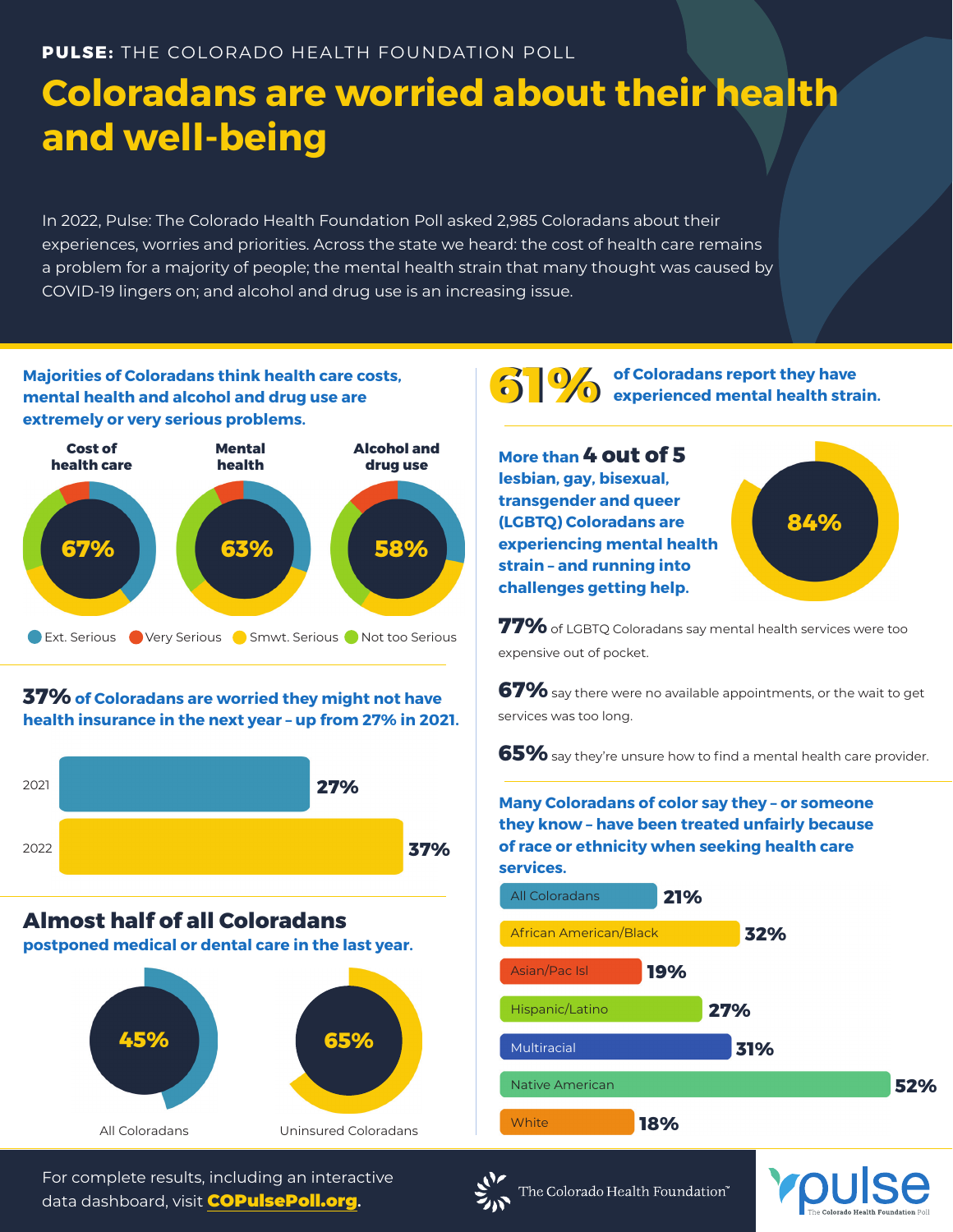**PULSE:** THE COLORADO HEALTH FOUNDATION POLL

# Coloradans are worried about their health and well-being

In 2022, Pulse: The Colorado Health Foundation Poll asked 2,985 Coloradans about their experiences, worries and priorities. Across the state we heard: the cost of health care remains a problem for a majority of people; the mental health strain that many thought was caused by COVID-19 lingers on; and alcohol and drug use is an increasing issue.

## Majorities of Coloradans think health care costs, mental health and alcohol and drug use are extremely or very serious problems.

| | Cost of health care | Mental health | Alcohol and drug use |
|---|---|---|---|
| Extremely or very serious | 67% | 63% | 58% |

Ext. Serious · Very Serious · Smwt. Serious · Not too Serious

## 37% of Coloradans are worried they might not have health insurance in the next year – up from 27% in 2021.

| Year | % |
|---|---|
| 2021 | 27% |
| 2022 | 37% |

## Almost half of all Coloradans

**postponed medical or dental care in the last year.**

| All Coloradans | Uninsured Coloradans |
|---|---|
| 45% | 65% |

## 61% of Coloradans report they have experienced mental health strain.

**More than 4 out of 5 lesbian, gay, bisexual, transgender and queer (LGBTQ) Coloradans are experiencing mental health strain – and running into challenges getting help.**

84%

**77%** of LGBTQ Coloradans say mental health services were too expensive out of pocket.

**67%** say there were no available appointments, or the wait to get services was too long.

**65%** say they're unsure how to find a mental health care provider.

## Many Coloradans of color say they – or someone they know – have been treated unfairly because of race or ethnicity when seeking health care services.

| Group | % |
|---|---|
| All Coloradans | 21% |
| African American/Black | 32% |
| Asian/Pac Isl | 19% |
| Hispanic/Latino | 27% |
| Multiracial | 31% |
| Native American | 52% |
| White | 18% |

For complete results, including an interactive data dashboard, visit **COPulsePoll.org**.

The Colorado Health Foundation™

pulse – The Colorado Health Foundation Poll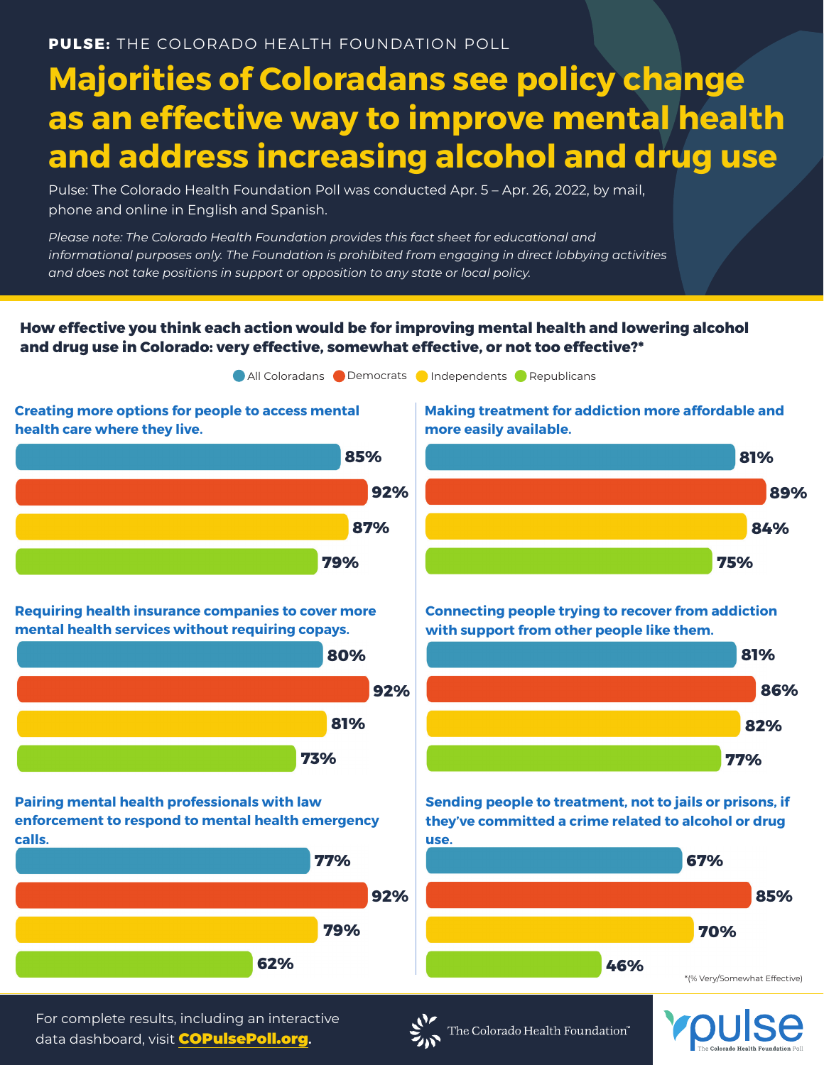**PULSE:** THE COLORADO HEALTH FOUNDATION POLL

# Majorities of Coloradans see policy change as an effective way to improve mental health and address increasing alcohol and drug use

Pulse: The Colorado Health Foundation Poll was conducted Apr. 5 – Apr. 26, 2022, by mail, phone and online in English and Spanish.

*Please note: The Colorado Health Foundation provides this fact sheet for educational and informational purposes only. The Foundation is prohibited from engaging in direct lobbying activities and does not take positions in support or opposition to any state or local policy.*

**How effective you think each action would be for improving mental health and lowering alcohol and drug use in Colorado: very effective, somewhat effective, or not too effective?***

All Coloradans
Democrats
Independents
Republicans

**Creating more options for people to access mental health care where they live.**

85%
92%
87%
79%

**Making treatment for addiction more affordable and more easily available.**

81%
89%
84%
75%

**Requiring health insurance companies to cover more mental health services without requiring copays.**

80%
92%
81%
73%

**Connecting people trying to recover from addiction with support from other people like them.**

81%
86%
82%
77%

**Pairing mental health professionals with law enforcement to respond to mental health emergency calls.**

77%
92%
79%
62%

**Sending people to treatment, not to jails or prisons, if they've committed a crime related to alcohol or drug use.**

67%
85%
70%
46%

*(% Very/Somewhat Effective)

For complete results, including an interactive data dashboard, visit **COPulsePoll.org**.

The Colorado Health Foundation™

pulse The Colorado Health Foundation Poll